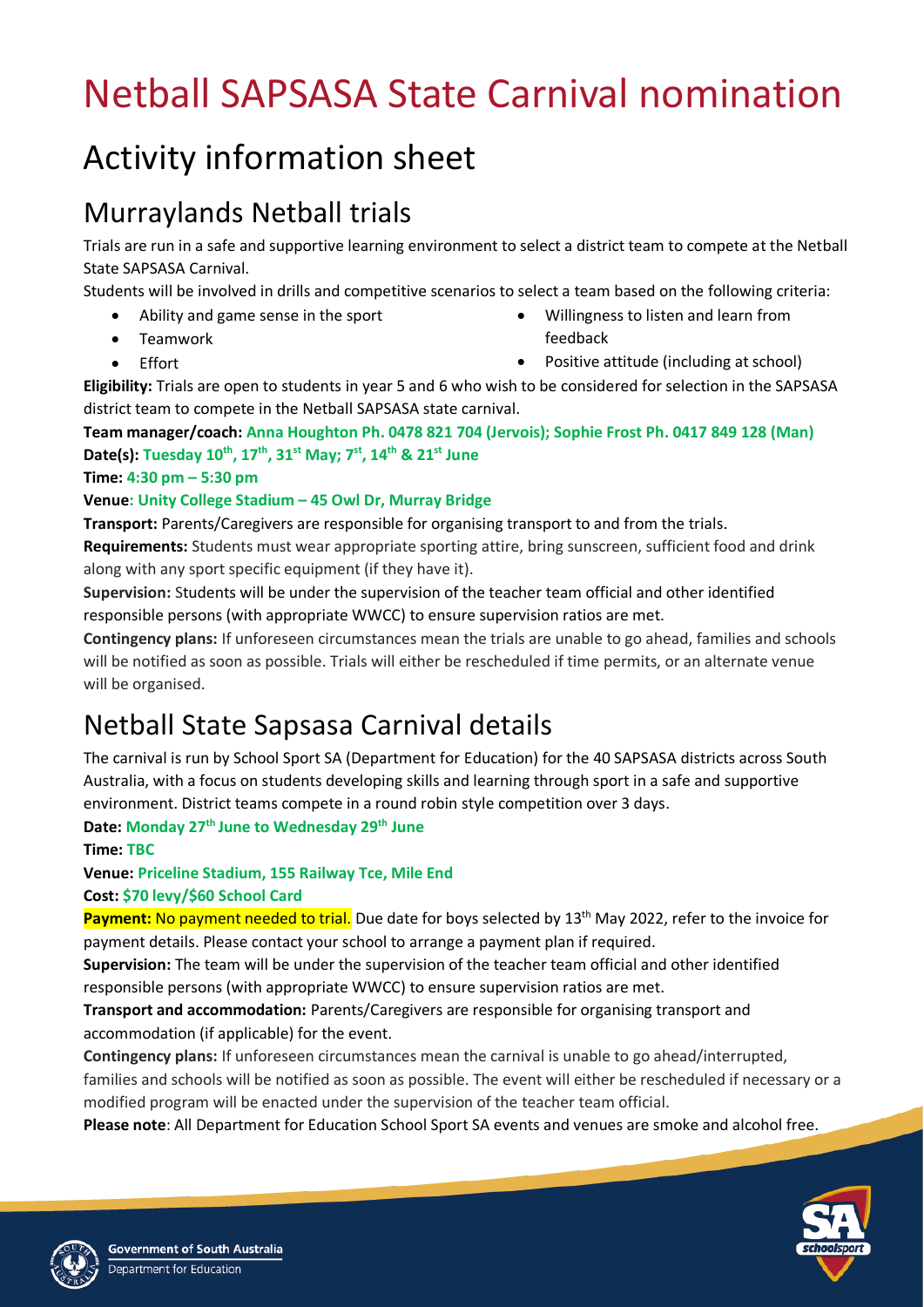# Netball SAPSASA State Carnival nomination

# Activity information sheet

## Murraylands Netball trials

Trials are run in a safe and supportive learning environment to select a district team to compete at the Netball State SAPSASA Carnival.

Students will be involved in drills and competitive scenarios to select a team based on the following criteria:

- Ability and game sense in the sport
- Teamwork
- Effort
- Willingness to listen and learn from feedback
- Positive attitude (including at school)

**Eligibility:** Trials are open to students in year 5 and 6 who wish to be considered for selection in the SAPSASA district team to compete in the Netball SAPSASA state carnival.

**Team manager/coach: Anna Houghton Ph. 0478 821 704 (Jervois); Sophie Frost Ph. 0417 849 128 (Man)**

**Date(s): Tuesday 10th, 17th, 31st May; 7th, 14th & 21st June**

**Time: 4:30 pm – 5:30 pm**

**Venue: Unity College Stadium – 45 Owl Dr, Murray Bridge**

**Transport:** Parents/Caregivers are responsible for organising transport to and from the trials.

**Requirements:** Students must wear appropriate sporting attire, bring sunscreen, sufficient food and drink along with any sport specific equipment (if they have it).

**Supervision:** Students will be under the supervision of the teacher team official and other identified responsible persons (with appropriate WWCC) to ensure supervision ratios are met.

**Contingency plans:** If unforeseen circumstances mean the trials are unable to go ahead, families and schools will be notified as soon as possible. Trials will either be rescheduled if time permits, or an alternate venue will be organised.

## Netball State Sapsasa Carnival details

The carnival is run by School Sport SA (Department for Education) for the 40 SAPSASA districts across South Australia, with a focus on students developing skills and learning through sport in a safe and supportive environment. District teams compete in a round robin style competition over 3 days.

**Date: Monday 27th June to Wednesday 29th June**

**Time: TBC**

**Venue: Priceline Stadium, 155 Railway Tce, Mile End**

**Cost: $70 levy/$60 School Card**

**Payment:** No payment needed to trial. Due date for boys selected by 13th May 2022, refer to the invoice for payment details. Please contact your school to arrange a payment plan if required.

**Supervision:** The team will be under the supervision of the teacher team official and other identified responsible persons (with appropriate WWCC) to ensure supervision ratios are met.

**Transport and accommodation:** Parents/Caregivers are responsible for organising transport and accommodation (if applicable) for the event.

**Contingency plans:** If unforeseen circumstances mean the carnival is unable to go ahead/interrupted, families and schools will be notified as soon as possible. The event will either be rescheduled if necessary or a modified program will be enacted under the supervision of the teacher team official.

**Please note**: All Department for Education School Sport SA events and venues are smoke and alcohol free.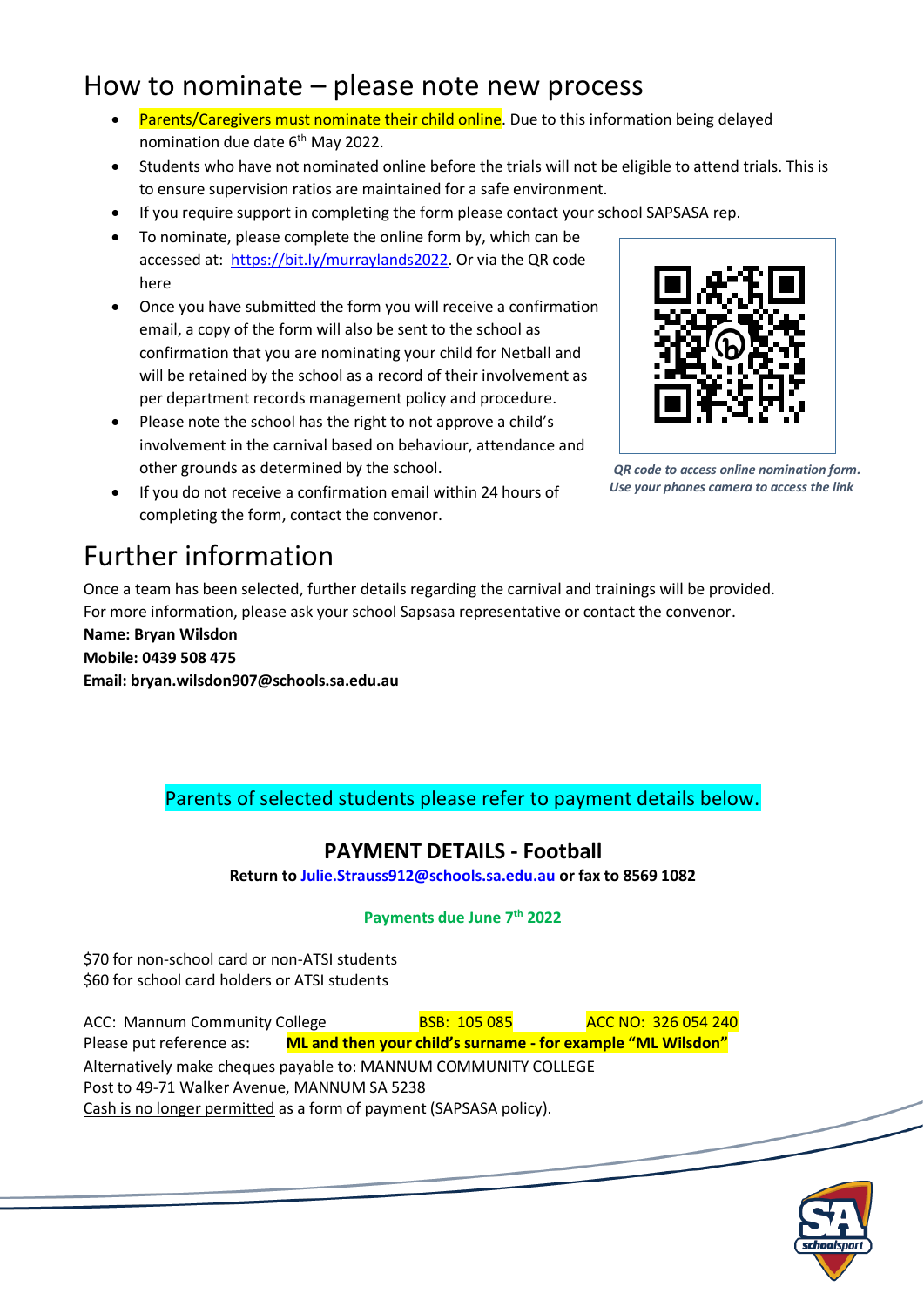## How to nominate – please note new process

- Parents/Caregivers must nominate their child online. Due to this information being delayed nomination due date 6th May 2022.
- Students who have not nominated online before the trials will not be eligible to attend trials. This is to ensure supervision ratios are maintained for a safe environment.
- If you require support in completing the form please contact your school SAPSASA rep.
- To nominate, please complete the online form by, which can be accessed at: https://bit.ly/murraylands2022. Or via the QR code here
- Once you have submitted the form you will receive a confirmation email, a copy of the form will also be sent to the school as confirmation that you are nominating your child for Netball and will be retained by the school as a record of their involvement as per department records management policy and procedure.
- Please note the school has the right to not approve a child's involvement in the carnival based on behaviour, attendance and other grounds as determined by the school.
- If you do not receive a confirmation email within 24 hours of completing the form, contact the convenor.

*QR code to access online nomination form. Use your phones camera to access the link*

## Further information

Once a team has been selected, further details regarding the carnival and trainings will be provided. For more information, please ask your school Sapsasa representative or contact the convenor.

**Name: Bryan Wilsdon**
**Mobile: 0439 508 475**
**Email: bryan.wilsdon907@schools.sa.edu.au**

Parents of selected students please refer to payment details below.

### PAYMENT DETAILS - Football

**Return to Julie.Strauss912@schools.sa.edu.au or fax to 8569 1082**

**Payments due June 7th 2022**

$70 for non-school card or non-ATSI students
$60 for school card holders or ATSI students

ACC: Mannum Community College BSB: 105 085 ACC NO: 326 054 240
Please put reference as: **ML and then your child's surname - for example "ML Wilsdon"**
Alternatively make cheques payable to: MANNUM COMMUNITY COLLEGE
Post to 49-71 Walker Avenue, MANNUM SA 5238
Cash is no longer permitted as a form of payment (SAPSASA policy).